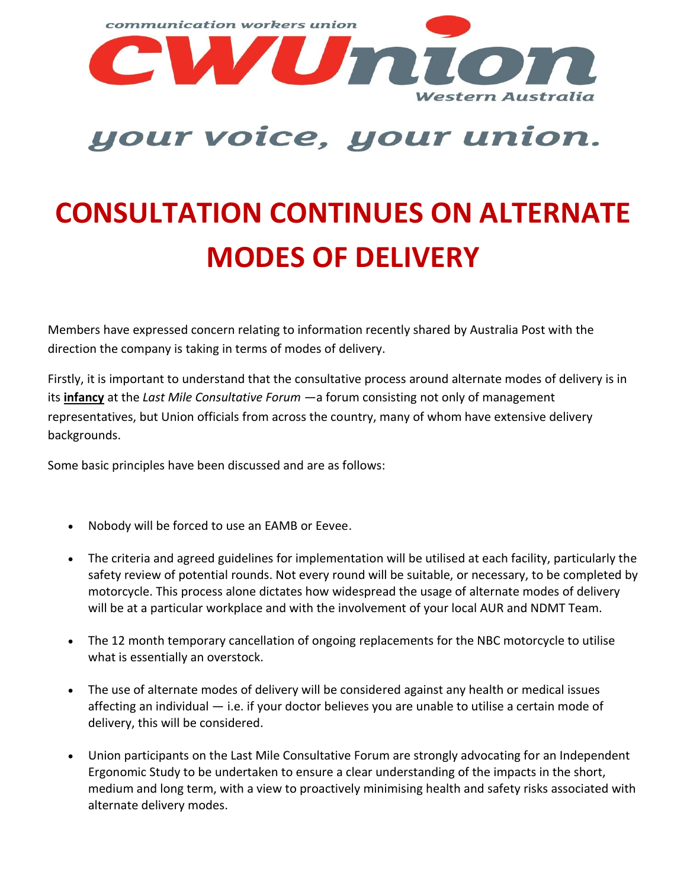communication workers union

CWUnion

Western Australia

your voice, your union.

# CONSULTATION CONTINUES ON ALTERNATE MODES OF DELIVERY

Members have expressed concern relating to information recently shared by Australia Post with the direction the company is taking in terms of modes of delivery.

Firstly, it is important to understand that the consultative process around alternate modes of delivery is in its **infancy** at the *Last Mile Consultative Forum* —a forum consisting not only of management representatives, but Union officials from across the country, many of whom have extensive delivery backgrounds.

Some basic principles have been discussed and are as follows:

- Nobody will be forced to use an EAMB or Eevee.
- The criteria and agreed guidelines for implementation will be utilised at each facility, particularly the safety review of potential rounds. Not every round will be suitable, or necessary, to be completed by motorcycle. This process alone dictates how widespread the usage of alternate modes of delivery will be at a particular workplace and with the involvement of your local AUR and NDMT Team.
- The 12 month temporary cancellation of ongoing replacements for the NBC motorcycle to utilise what is essentially an overstock.
- The use of alternate modes of delivery will be considered against any health or medical issues affecting an individual — i.e. if your doctor believes you are unable to utilise a certain mode of delivery, this will be considered.
- Union participants on the Last Mile Consultative Forum are strongly advocating for an Independent Ergonomic Study to be undertaken to ensure a clear understanding of the impacts in the short, medium and long term, with a view to proactively minimising health and safety risks associated with alternate delivery modes.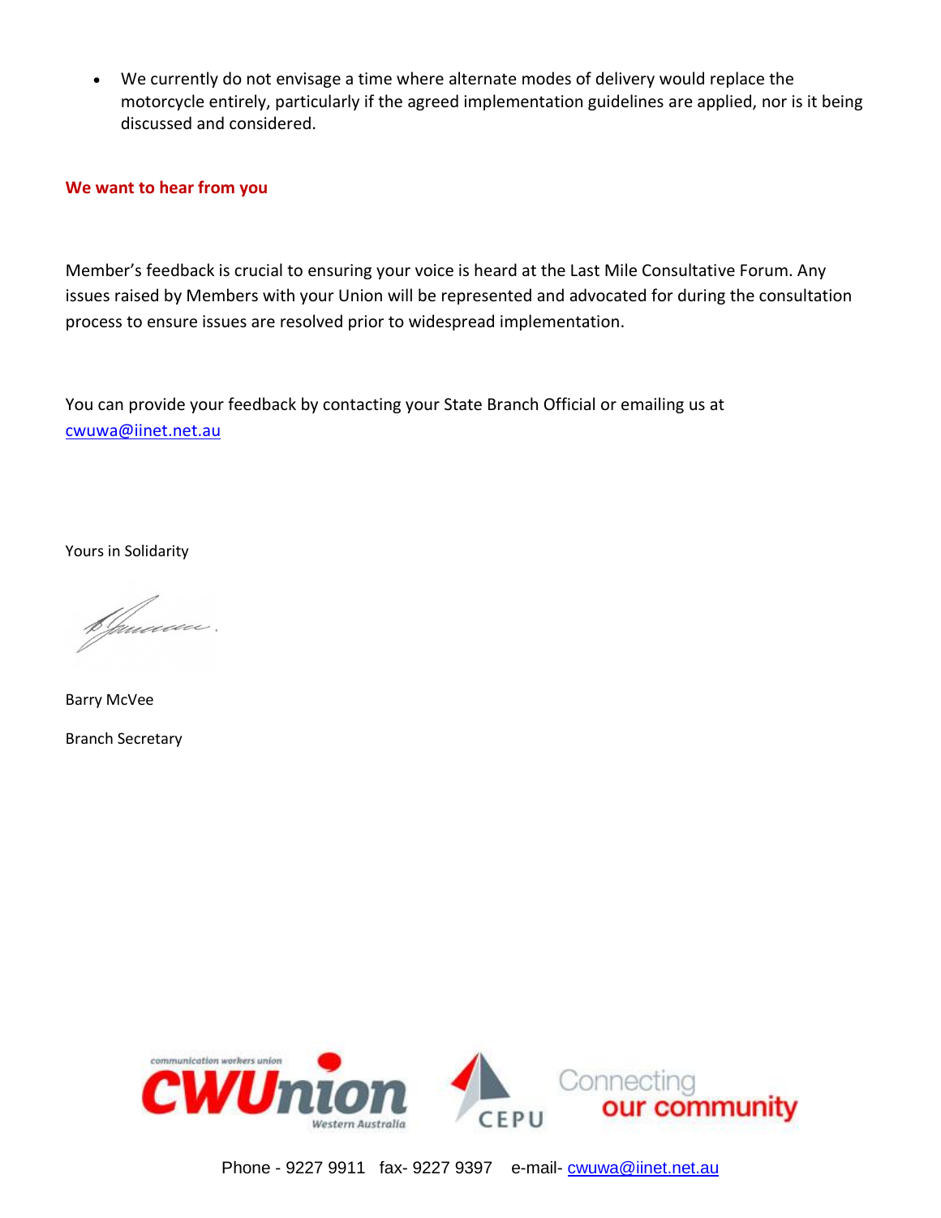- We currently do not envisage a time where alternate modes of delivery would replace the motorcycle entirely, particularly if the agreed implementation guidelines are applied, nor is it being discussed and considered.

**We want to hear from you**

Member's feedback is crucial to ensuring your voice is heard at the Last Mile Consultative Forum. Any issues raised by Members with your Union will be represented and advocated for during the consultation process to ensure issues are resolved prior to widespread implementation.

You can provide your feedback by contacting your State Branch Official or emailing us at cwuwa@iinet.net.au

Yours in Solidarity

Barry McVee

Branch Secretary

communication workers union CWUnion Western Australia CEPU Connecting our community

Phone - 9227 9911 fax- 9227 9397 e-mail- cwuwa@iinet.net.au